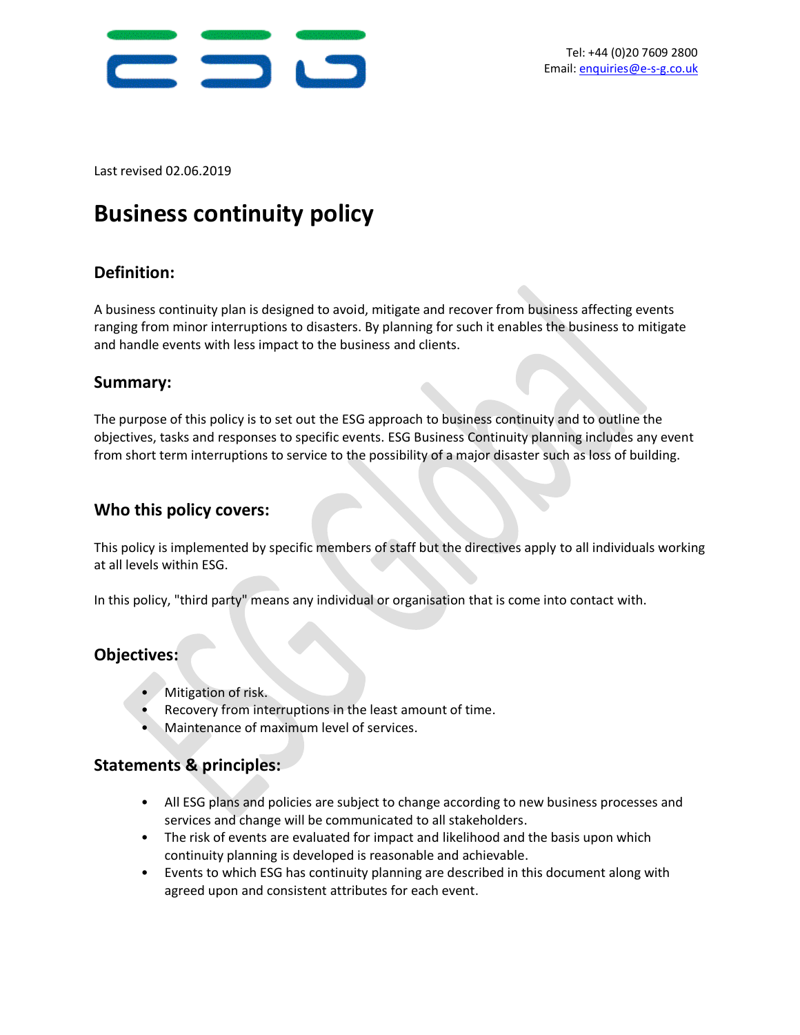Tel: +44 (0)20 7609 2800
Email: enquiries@e-s-g.co.uk

Last revised 02.06.2019

# Business continuity policy

## Definition:

A business continuity plan is designed to avoid, mitigate and recover from business affecting events ranging from minor interruptions to disasters. By planning for such it enables the business to mitigate and handle events with less impact to the business and clients.

## Summary:

The purpose of this policy is to set out the ESG approach to business continuity and to outline the objectives, tasks and responses to specific events. ESG Business Continuity planning includes any event from short term interruptions to service to the possibility of a major disaster such as loss of building.

## Who this policy covers:

This policy is implemented by specific members of staff but the directives apply to all individuals working at all levels within ESG.

In this policy, "third party" means any individual or organisation that is come into contact with.

## Objectives:

- Mitigation of risk.
- Recovery from interruptions in the least amount of time.
- Maintenance of maximum level of services.

## Statements & principles:

- All ESG plans and policies are subject to change according to new business processes and services and change will be communicated to all stakeholders.
- The risk of events are evaluated for impact and likelihood and the basis upon which continuity planning is developed is reasonable and achievable.
- Events to which ESG has continuity planning are described in this document along with agreed upon and consistent attributes for each event.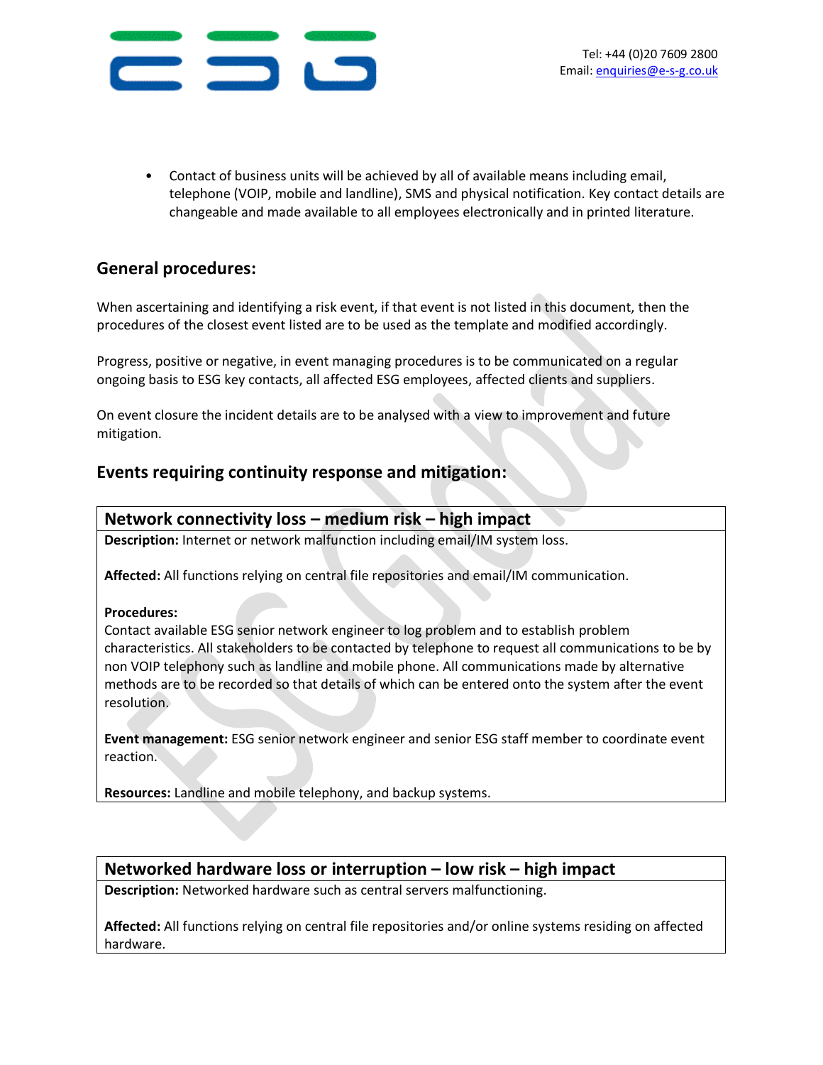- Contact of business units will be achieved by all of available means including email, telephone (VOIP, mobile and landline), SMS and physical notification. Key contact details are changeable and made available to all employees electronically and in printed literature.

## General procedures:

When ascertaining and identifying a risk event, if that event is not listed in this document, then the procedures of the closest event listed are to be used as the template and modified accordingly.

Progress, positive or negative, in event managing procedures is to be communicated on a regular ongoing basis to ESG key contacts, all affected ESG employees, affected clients and suppliers.

On event closure the incident details are to be analysed with a view to improvement and future mitigation.

## Events requiring continuity response and mitigation:

### Network connectivity loss – medium risk – high impact

**Description:** Internet or network malfunction including email/IM system loss.

**Affected:** All functions relying on central file repositories and email/IM communication.

**Procedures:**
Contact available ESG senior network engineer to log problem and to establish problem characteristics. All stakeholders to be contacted by telephone to request all communications to be by non VOIP telephony such as landline and mobile phone. All communications made by alternative methods are to be recorded so that details of which can be entered onto the system after the event resolution.

**Event management:** ESG senior network engineer and senior ESG staff member to coordinate event reaction.

**Resources:** Landline and mobile telephony, and backup systems.

### Networked hardware loss or interruption – low risk – high impact

**Description:** Networked hardware such as central servers malfunctioning.

**Affected:** All functions relying on central file repositories and/or online systems residing on affected hardware.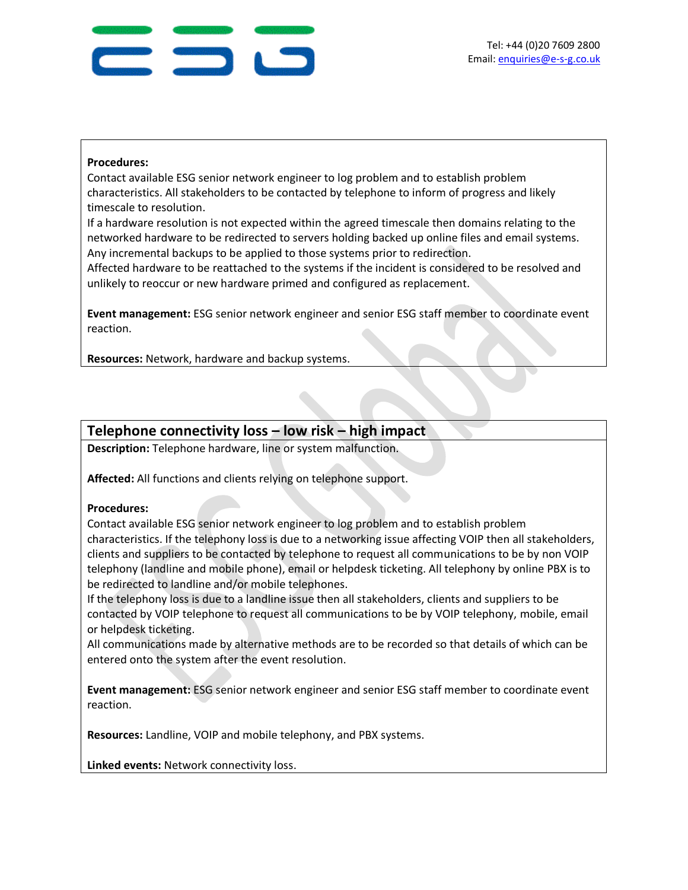**Procedures:**
Contact available ESG senior network engineer to log problem and to establish problem characteristics. All stakeholders to be contacted by telephone to inform of progress and likely timescale to resolution.
If a hardware resolution is not expected within the agreed timescale then domains relating to the networked hardware to be redirected to servers holding backed up online files and email systems. Any incremental backups to be applied to those systems prior to redirection.
Affected hardware to be reattached to the systems if the incident is considered to be resolved and unlikely to reoccur or new hardware primed and configured as replacement.

**Event management:** ESG senior network engineer and senior ESG staff member to coordinate event reaction.

**Resources:** Network, hardware and backup systems.

## Telephone connectivity loss – low risk – high impact

**Description:** Telephone hardware, line or system malfunction.

**Affected:** All functions and clients relying on telephone support.

**Procedures:**
Contact available ESG senior network engineer to log problem and to establish problem characteristics. If the telephony loss is due to a networking issue affecting VOIP then all stakeholders, clients and suppliers to be contacted by telephone to request all communications to be by non VOIP telephony (landline and mobile phone), email or helpdesk ticketing. All telephony by online PBX is to be redirected to landline and/or mobile telephones.
If the telephony loss is due to a landline issue then all stakeholders, clients and suppliers to be contacted by VOIP telephone to request all communications to be by VOIP telephony, mobile, email or helpdesk ticketing.
All communications made by alternative methods are to be recorded so that details of which can be entered onto the system after the event resolution.

**Event management:** ESG senior network engineer and senior ESG staff member to coordinate event reaction.

**Resources:** Landline, VOIP and mobile telephony, and PBX systems.

**Linked events:** Network connectivity loss.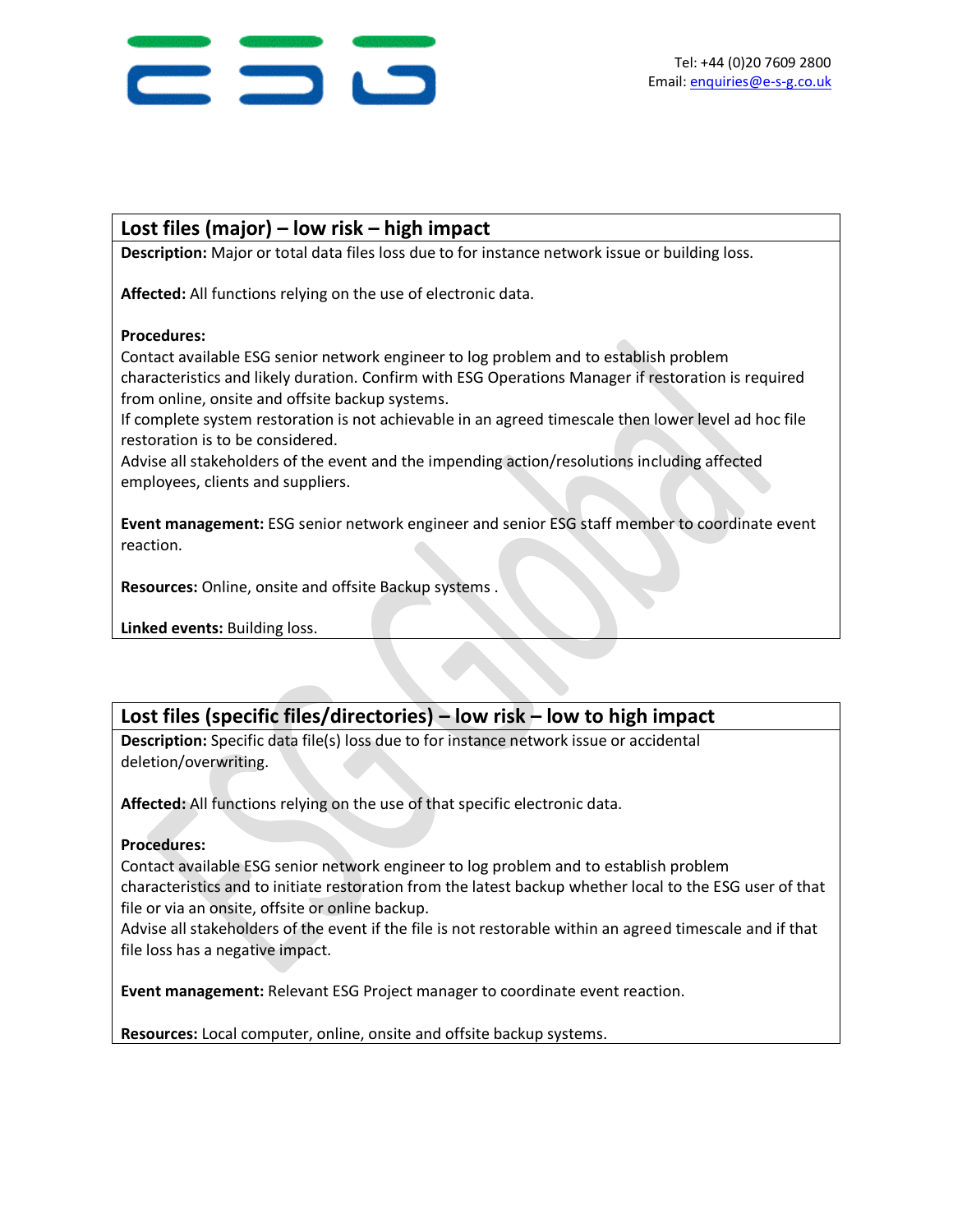## Lost files (major) – low risk – high impact

**Description:** Major or total data files loss due to for instance network issue or building loss.

**Affected:** All functions relying on the use of electronic data.

**Procedures:**
Contact available ESG senior network engineer to log problem and to establish problem characteristics and likely duration. Confirm with ESG Operations Manager if restoration is required from online, onsite and offsite backup systems.
If complete system restoration is not achievable in an agreed timescale then lower level ad hoc file restoration is to be considered.
Advise all stakeholders of the event and the impending action/resolutions including affected employees, clients and suppliers.

**Event management:** ESG senior network engineer and senior ESG staff member to coordinate event reaction.

**Resources:** Online, onsite and offsite Backup systems .

**Linked events:** Building loss.

## Lost files (specific files/directories) – low risk – low to high impact

**Description:** Specific data file(s) loss due to for instance network issue or accidental deletion/overwriting.

**Affected:** All functions relying on the use of that specific electronic data.

**Procedures:**
Contact available ESG senior network engineer to log problem and to establish problem characteristics and to initiate restoration from the latest backup whether local to the ESG user of that file or via an onsite, offsite or online backup.
Advise all stakeholders of the event if the file is not restorable within an agreed timescale and if that file loss has a negative impact.

**Event management:** Relevant ESG Project manager to coordinate event reaction.

**Resources:** Local computer, online, onsite and offsite backup systems.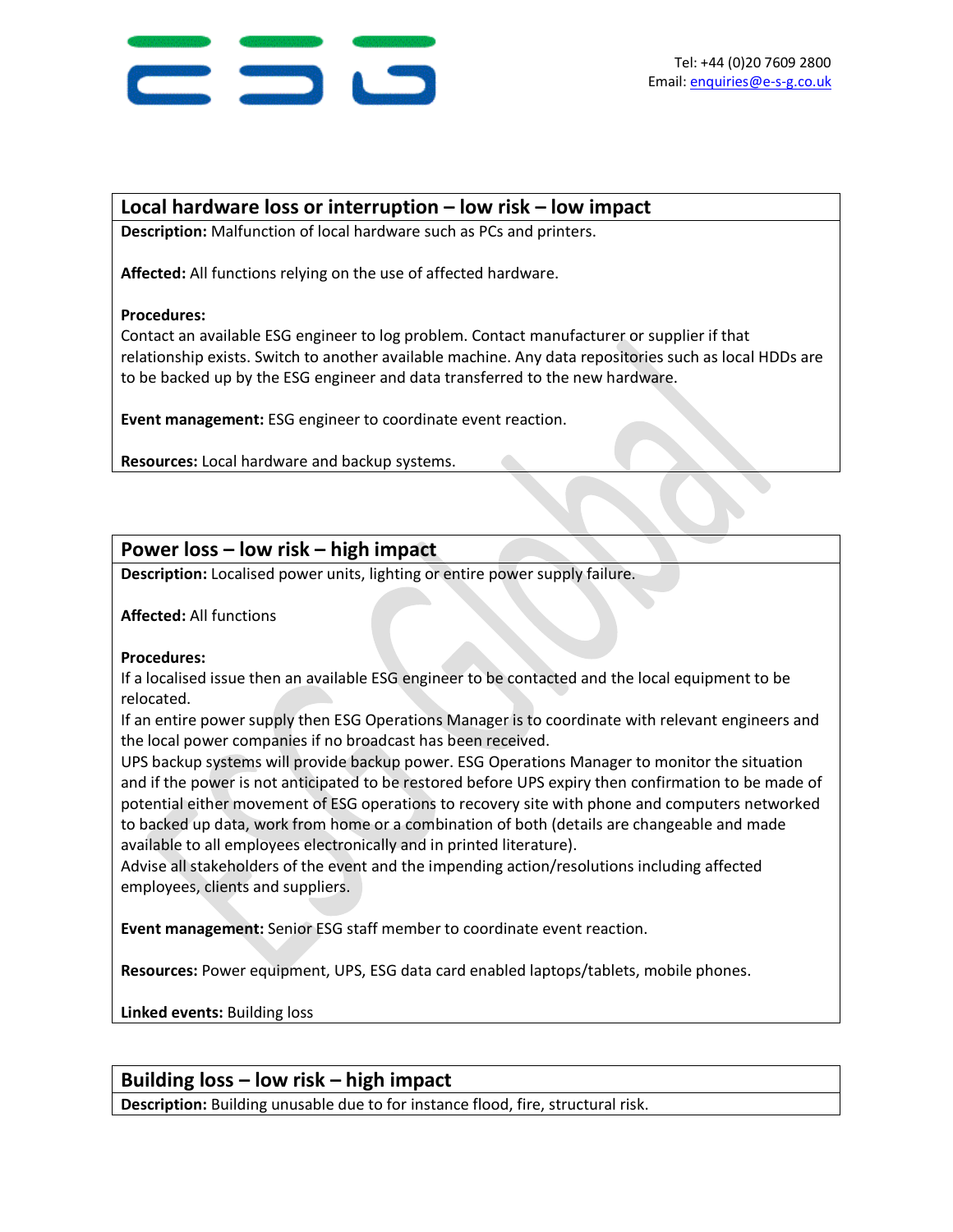## Local hardware loss or interruption – low risk – low impact

**Description:** Malfunction of local hardware such as PCs and printers.

**Affected:** All functions relying on the use of affected hardware.

**Procedures:**
Contact an available ESG engineer to log problem. Contact manufacturer or supplier if that relationship exists. Switch to another available machine. Any data repositories such as local HDDs are to be backed up by the ESG engineer and data transferred to the new hardware.

**Event management:** ESG engineer to coordinate event reaction.

**Resources:** Local hardware and backup systems.

## Power loss – low risk – high impact

**Description:** Localised power units, lighting or entire power supply failure.

**Affected:** All functions

**Procedures:**
If a localised issue then an available ESG engineer to be contacted and the local equipment to be relocated.
If an entire power supply then ESG Operations Manager is to coordinate with relevant engineers and the local power companies if no broadcast has been received.
UPS backup systems will provide backup power. ESG Operations Manager to monitor the situation and if the power is not anticipated to be restored before UPS expiry then confirmation to be made of potential either movement of ESG operations to recovery site with phone and computers networked to backed up data, work from home or a combination of both (details are changeable and made available to all employees electronically and in printed literature).
Advise all stakeholders of the event and the impending action/resolutions including affected employees, clients and suppliers.

**Event management:** Senior ESG staff member to coordinate event reaction.

**Resources:** Power equipment, UPS, ESG data card enabled laptops/tablets, mobile phones.

**Linked events:** Building loss

## Building loss – low risk – high impact

**Description:** Building unusable due to for instance flood, fire, structural risk.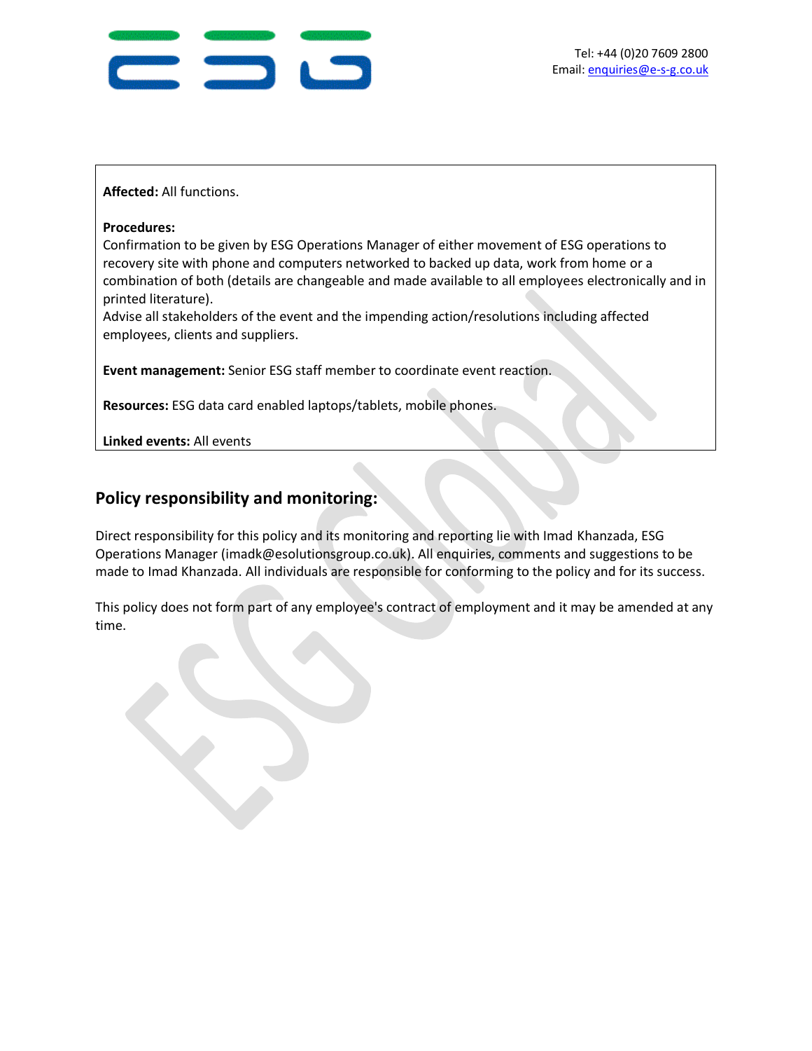**Affected:** All functions.

**Procedures:**
Confirmation to be given by ESG Operations Manager of either movement of ESG operations to recovery site with phone and computers networked to backed up data, work from home or a combination of both (details are changeable and made available to all employees electronically and in printed literature).
Advise all stakeholders of the event and the impending action/resolutions including affected employees, clients and suppliers.

**Event management:** Senior ESG staff member to coordinate event reaction.

**Resources:** ESG data card enabled laptops/tablets, mobile phones.

**Linked events:** All events

## Policy responsibility and monitoring:

Direct responsibility for this policy and its monitoring and reporting lie with Imad Khanzada, ESG Operations Manager (imadk@esolutionsgroup.co.uk). All enquiries, comments and suggestions to be made to Imad Khanzada. All individuals are responsible for conforming to the policy and for its success.

This policy does not form part of any employee's contract of employment and it may be amended at any time.